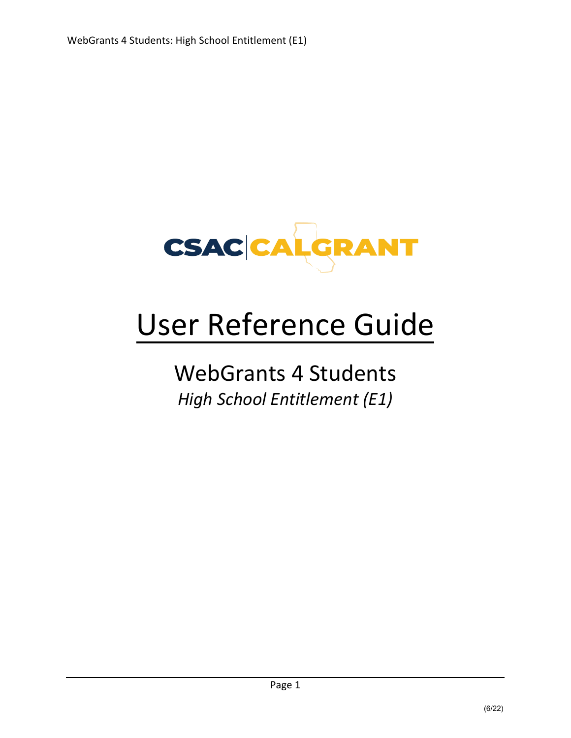CSAC | CALGRANT

# User Reference Guide

## WebGrants 4 Students

*High School Entitlement (E1)*

(6/22)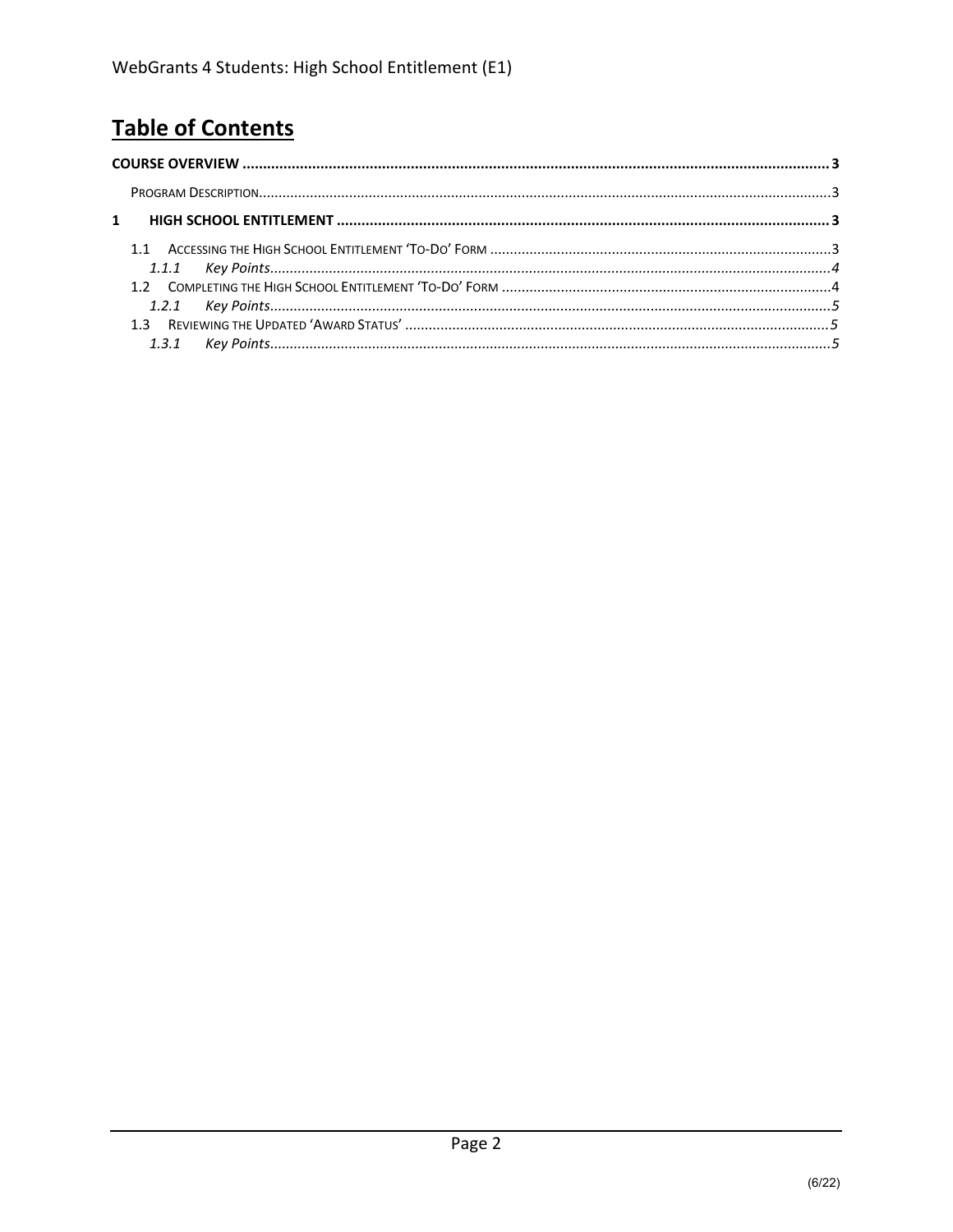# Table of Contents

**COURSE OVERVIEW** .......... **3**

- PROGRAM DESCRIPTION .......... 3

**1 HIGH SCHOOL ENTITLEMENT** .......... **3**

- 1.1 ACCESSING THE HIGH SCHOOL ENTITLEMENT 'TO-DO' FORM .......... 3
  - *1.1.1 Key Points* .......... *4*
- 1.2 COMPLETING THE HIGH SCHOOL ENTITLEMENT 'TO-DO' FORM .......... 4
  - *1.2.1 Key Points* .......... *5*
- 1.3 REVIEWING THE UPDATED 'AWARD STATUS' .......... 5
  - *1.3.1 Key Points* .......... *5*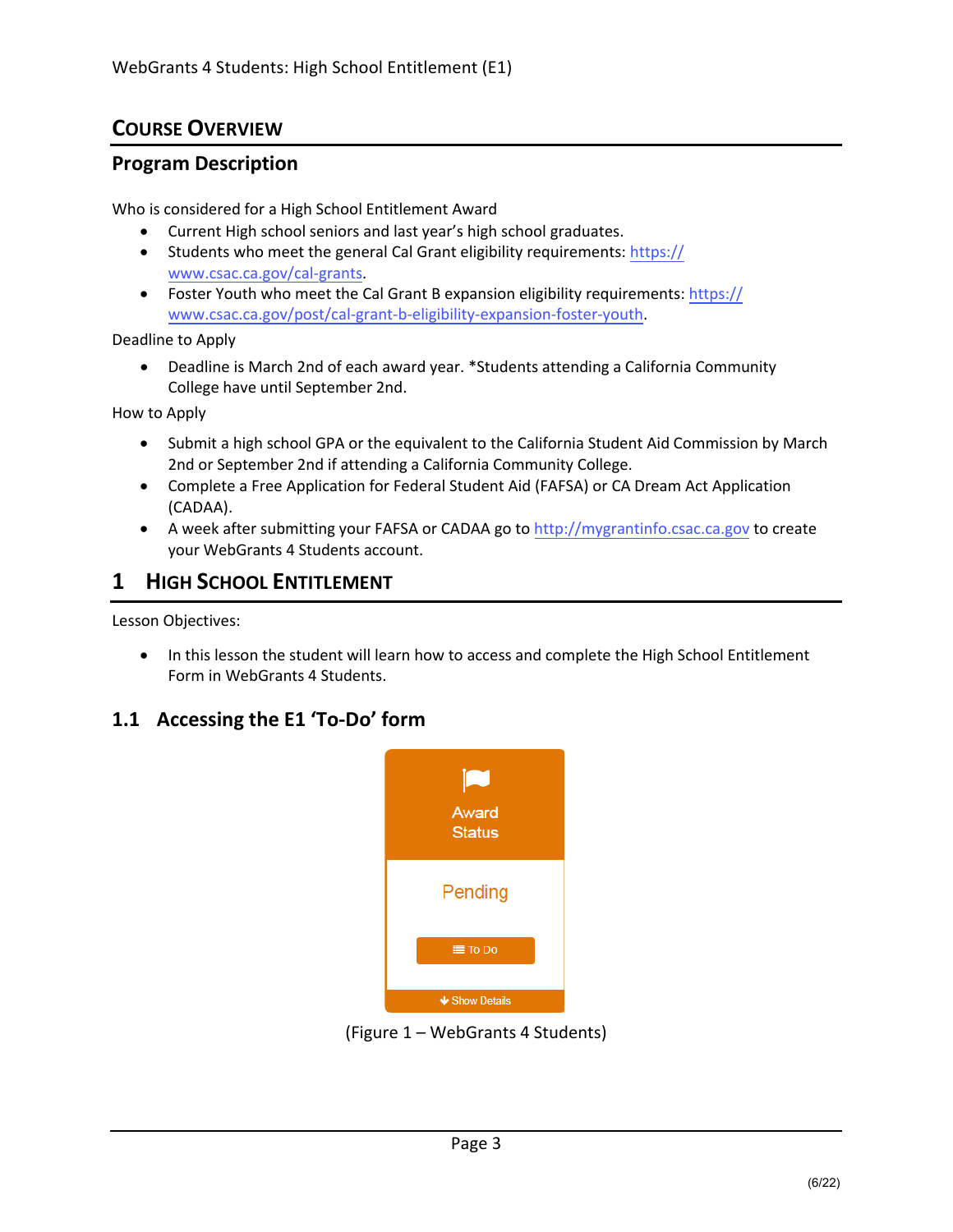## COURSE OVERVIEW

### Program Description

Who is considered for a High School Entitlement Award

- Current High school seniors and last year's high school graduates.
- Students who meet the general Cal Grant eligibility requirements: https://www.csac.ca.gov/cal-grants.
- Foster Youth who meet the Cal Grant B expansion eligibility requirements: https://www.csac.ca.gov/post/cal-grant-b-eligibility-expansion-foster-youth.

Deadline to Apply

- Deadline is March 2nd of each award year. *Students attending a California Community College have until September 2nd.

How to Apply

- Submit a high school GPA or the equivalent to the California Student Aid Commission by March 2nd or September 2nd if attending a California Community College.
- Complete a Free Application for Federal Student Aid (FAFSA) or CA Dream Act Application (CADAA).
- A week after submitting your FAFSA or CADAA go to http://mygrantinfo.csac.ca.gov to create your WebGrants 4 Students account.

## 1 HIGH SCHOOL ENTITLEMENT

Lesson Objectives:

- In this lesson the student will learn how to access and complete the High School Entitlement Form in WebGrants 4 Students.

### 1.1 Accessing the E1 'To-Do' form

Award Status

Pending

To Do

Show Details

(Figure 1 – WebGrants 4 Students)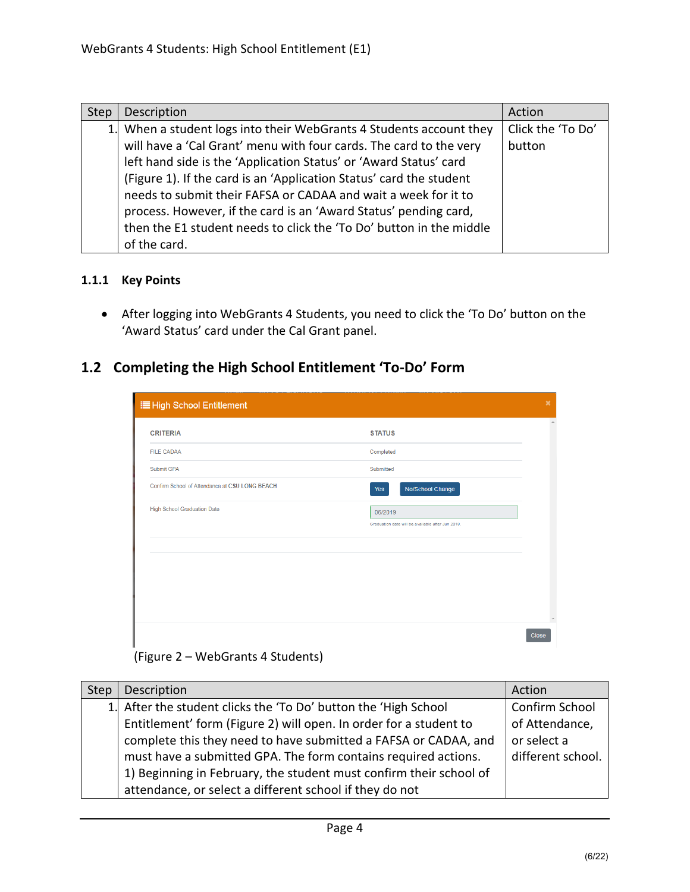| Step | Description | Action |
| --- | --- | --- |
| 1. | When a student logs into their WebGrants 4 Students account they will have a 'Cal Grant' menu with four cards. The card to the very left hand side is the 'Application Status' or 'Award Status' card (Figure 1). If the card is an 'Application Status' card the student needs to submit their FAFSA or CADAA and wait a week for it to process. However, if the card is an 'Award Status' pending card, then the E1 student needs to click the 'To Do' button in the middle of the card. | Click the 'To Do' button |

### 1.1.1 Key Points

- After logging into WebGrants 4 Students, you need to click the 'To Do' button on the 'Award Status' card under the Cal Grant panel.

## 1.2 Completing the High School Entitlement 'To-Do' Form

(Figure 2 – WebGrants 4 Students)

| Step | Description | Action |
| --- | --- | --- |
| 1. | After the student clicks the 'To Do' button the 'High School Entitlement' form (Figure 2) will open. In order for a student to complete this they need to have submitted a FAFSA or CADAA, and must have a submitted GPA. The form contains required actions. 1) Beginning in February, the student must confirm their school of attendance, or select a different school if they do not | Confirm School of Attendance, or select a different school. |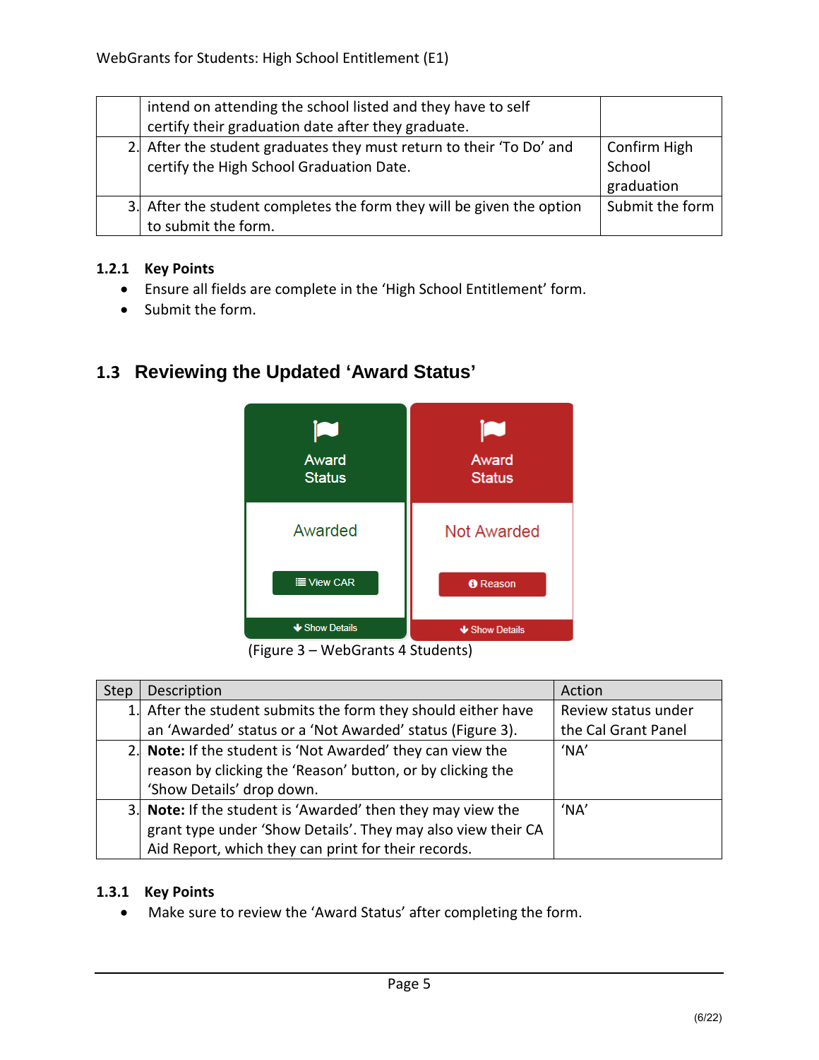| | | |
|---|---|---|
| | intend on attending the school listed and they have to self certify their graduation date after they graduate. | |
| 2. | After the student graduates they must return to their 'To Do' and certify the High School Graduation Date. | Confirm High School graduation |
| 3. | After the student completes the form they will be given the option to submit the form. | Submit the form |

### 1.2.1 Key Points

- Ensure all fields are complete in the 'High School Entitlement' form.
- Submit the form.

## 1.3 Reviewing the Updated 'Award Status'

Award Status
Awarded
View CAR
Show Details

Award Status
Not Awarded
Reason
Show Details

(Figure 3 – WebGrants 4 Students)

| Step | Description | Action |
|---|---|---|
| 1. | After the student submits the form they should either have an 'Awarded' status or a 'Not Awarded' status (Figure 3). | Review status under the Cal Grant Panel |
| 2. | **Note:** If the student is 'Not Awarded' they can view the reason by clicking the 'Reason' button, or by clicking the 'Show Details' drop down. | 'NA' |
| 3. | **Note:** If the student is 'Awarded' then they may view the grant type under 'Show Details'. They may also view their CA Aid Report, which they can print for their records. | 'NA' |

### 1.3.1 Key Points

- Make sure to review the 'Award Status' after completing the form.